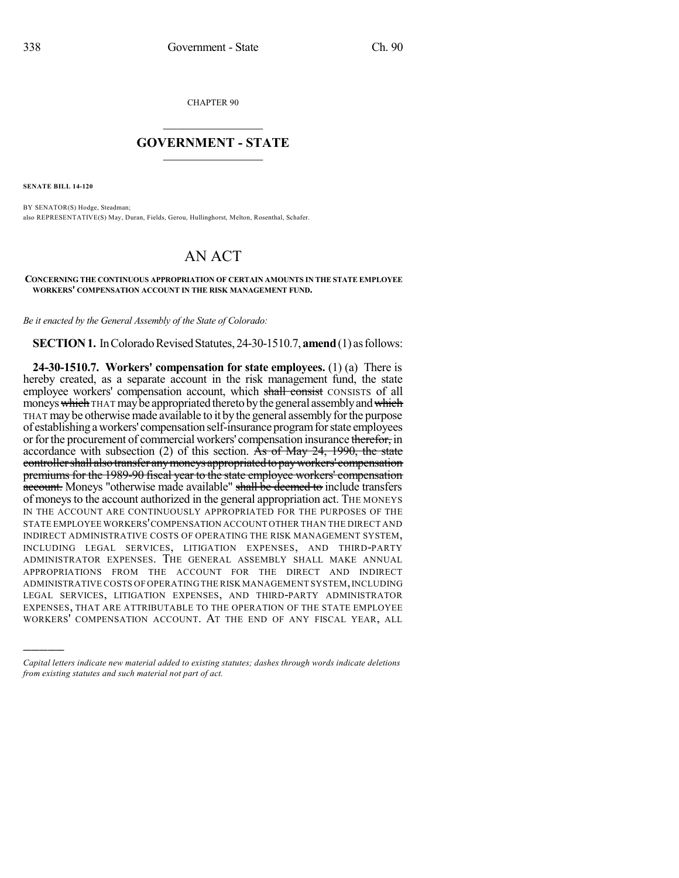CHAPTER 90

## GOVERNMENT - STATE

**SENATE BILL 14-120**

BY SENATOR(S) Hodge, Steadman;
also REPRESENTATIVE(S) May, Duran, Fields, Gerou, Hullinghorst, Melton, Rosenthal, Schafer.

# AN ACT

**CONCERNING THE CONTINUOUS APPROPRIATION OF CERTAIN AMOUNTS IN THE STATE EMPLOYEE WORKERS' COMPENSATION ACCOUNT IN THE RISK MANAGEMENT FUND.**

*Be it enacted by the General Assembly of the State of Colorado:*

**SECTION 1.** In Colorado Revised Statutes, 24-30-1510.7, **amend** (1) as follows:

**24-30-1510.7. Workers' compensation for state employees.** (1) (a) There is hereby created, as a separate account in the risk management fund, the state employee workers' compensation account, which ~~shall consist~~ CONSISTS of all moneys ~~which~~ THAT may be appropriated thereto by the general assembly and ~~which~~ THAT may be otherwise made available to it by the general assembly for the purpose of establishing a workers' compensation self-insurance program for state employees or for the procurement of commercial workers' compensation insurance ~~therefor,~~ in accordance with subsection (2) of this section. ~~As of May 24, 1990, the state controller shall also transfer any moneys appropriated to pay workers' compensation premiums for the 1989-90 fiscal year to the state employee workers' compensation account.~~ Moneys "otherwise made available" ~~shall be deemed to~~ include transfers of moneys to the account authorized in the general appropriation act. THE MONEYS IN THE ACCOUNT ARE CONTINUOUSLY APPROPRIATED FOR THE PURPOSES OF THE STATE EMPLOYEE WORKERS' COMPENSATION ACCOUNT OTHER THAN THE DIRECT AND INDIRECT ADMINISTRATIVE COSTS OF OPERATING THE RISK MANAGEMENT SYSTEM, INCLUDING LEGAL SERVICES, LITIGATION EXPENSES, AND THIRD-PARTY ADMINISTRATOR EXPENSES. THE GENERAL ASSEMBLY SHALL MAKE ANNUAL APPROPRIATIONS FROM THE ACCOUNT FOR THE DIRECT AND INDIRECT ADMINISTRATIVE COSTS OF OPERATING THE RISK MANAGEMENT SYSTEM, INCLUDING LEGAL SERVICES, LITIGATION EXPENSES, AND THIRD-PARTY ADMINISTRATOR EXPENSES, THAT ARE ATTRIBUTABLE TO THE OPERATION OF THE STATE EMPLOYEE WORKERS' COMPENSATION ACCOUNT. AT THE END OF ANY FISCAL YEAR, ALL

*Capital letters indicate new material added to existing statutes; dashes through words indicate deletions from existing statutes and such material not part of act.*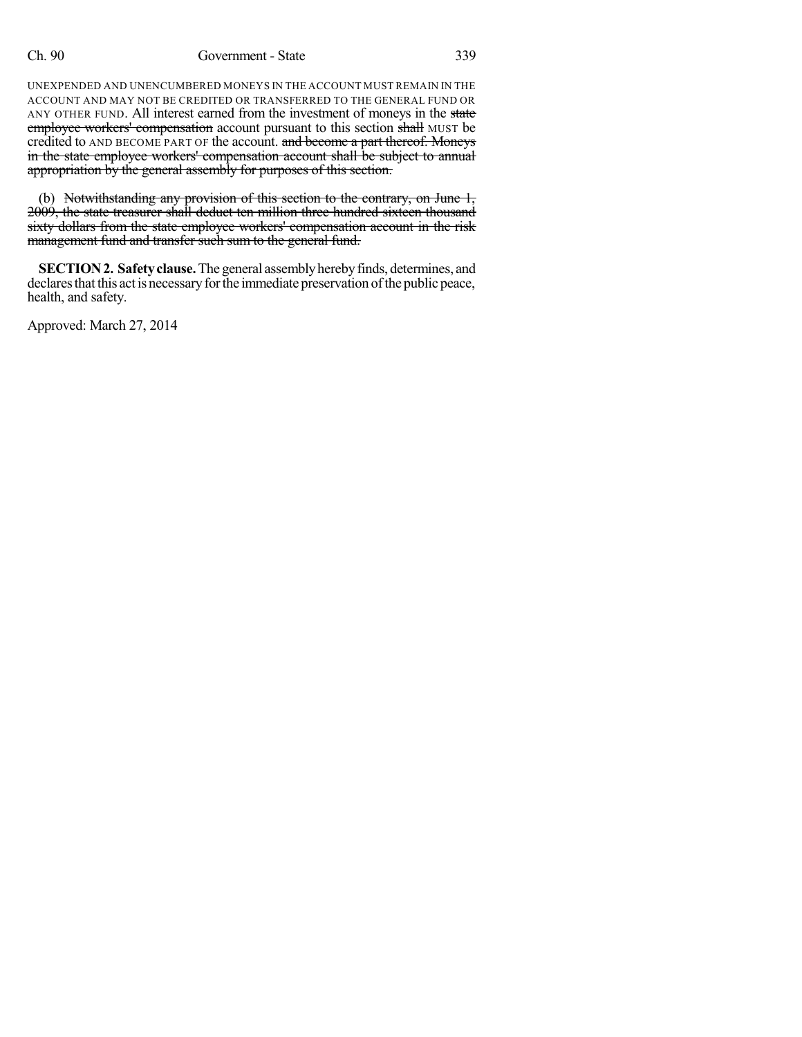UNEXPENDED AND UNENCUMBERED MONEYS IN THE ACCOUNT MUST REMAIN IN THE ACCOUNT AND MAY NOT BE CREDITED OR TRANSFERRED TO THE GENERAL FUND OR ANY OTHER FUND. All interest earned from the investment of moneys in the ~~state employee workers' compensation~~ account pursuant to this section ~~shall~~ MUST be credited to AND BECOME PART OF the account. ~~and become a part thereof. Moneys in the state employee workers' compensation account shall be subject to annual appropriation by the general assembly for purposes of this section.~~

(b) ~~Notwithstanding any provision of this section to the contrary, on June 1, 2009, the state treasurer shall deduct ten million three hundred sixteen thousand sixty dollars from the state employee workers' compensation account in the risk management fund and transfer such sum to the general fund.~~

**SECTION 2. Safety clause.** The general assembly hereby finds, determines, and declares that this act is necessary for the immediate preservation of the public peace, health, and safety.

Approved: March 27, 2014